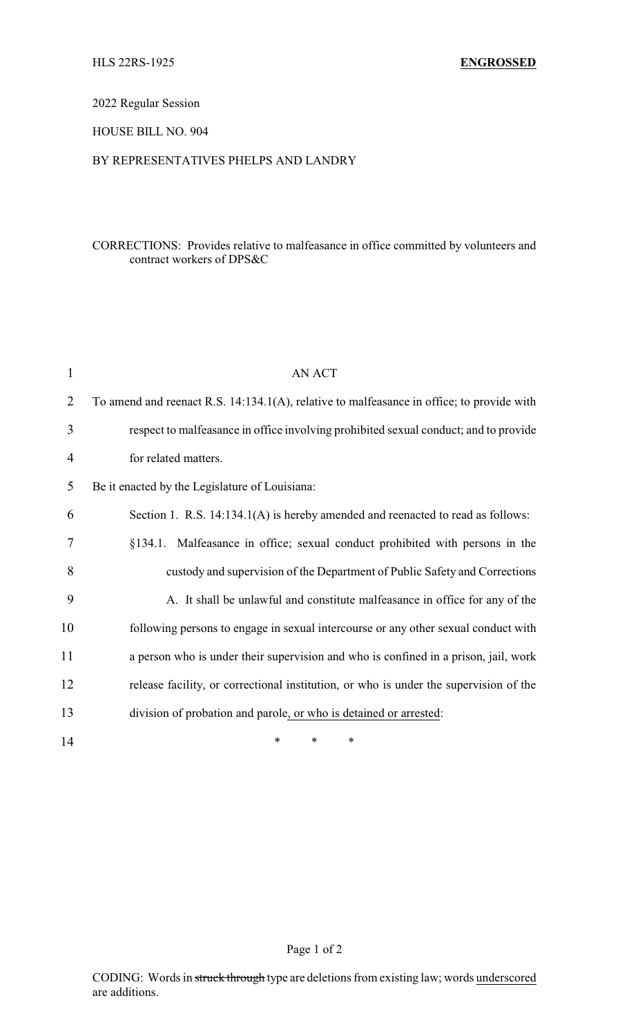HLS 22RS-1925 **ENGROSSED**

2022 Regular Session

HOUSE BILL NO. 904

BY REPRESENTATIVES PHELPS AND LANDRY

CORRECTIONS: Provides relative to malfeasance in office committed by volunteers and contract workers of DPS&C

AN ACT

To amend and reenact R.S. 14:134.1(A), relative to malfeasance in office; to provide with respect to malfeasance in office involving prohibited sexual conduct; and to provide for related matters.

Be it enacted by the Legislature of Louisiana:

Section 1. R.S. 14:134.1(A) is hereby amended and reenacted to read as follows:

§134.1. Malfeasance in office; sexual conduct prohibited with persons in the custody and supervision of the Department of Public Safety and Corrections

A. It shall be unlawful and constitute malfeasance in office for any of the following persons to engage in sexual intercourse or any other sexual conduct with a person who is under their supervision and who is confined in a prison, jail, work release facility, or correctional institution, or who is under the supervision of the division of probation and parole<u>, or who is detained or arrested</u>:

\* \* \*

CODING: Words in ~~struck through~~ type are deletions from existing law; words <u>underscored</u> are additions.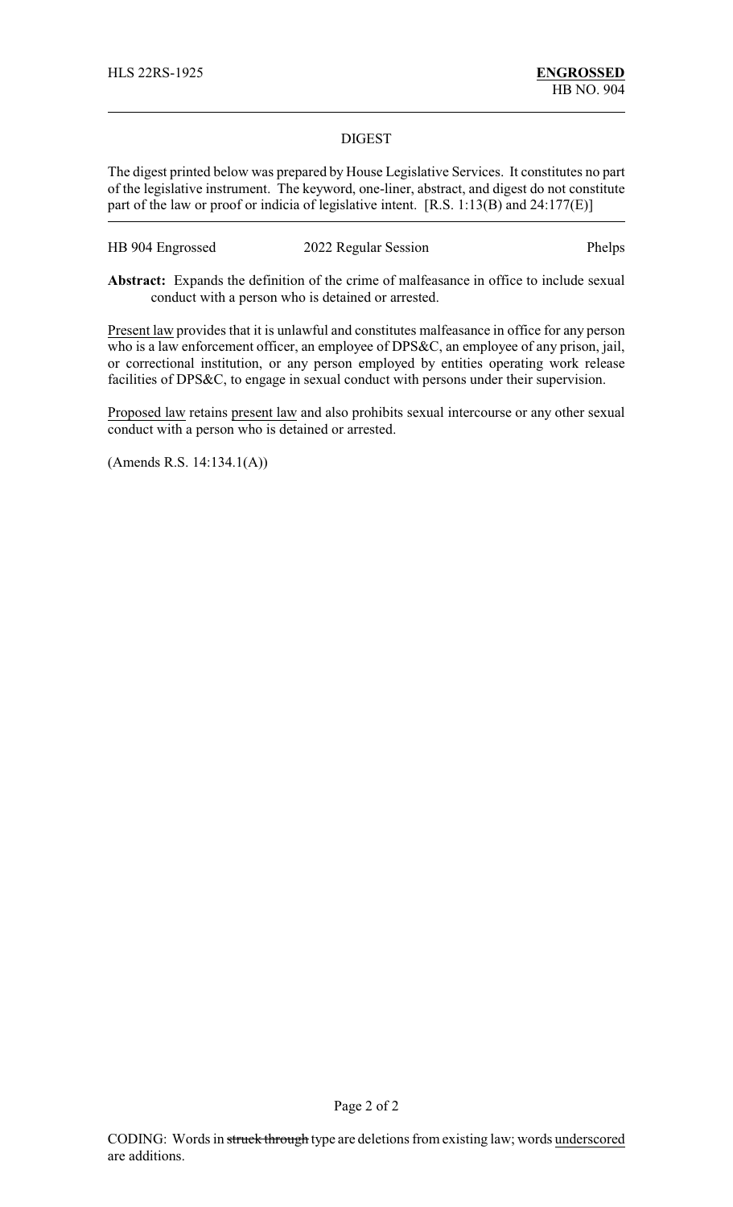HLS 22RS-1925 **ENGROSSED**

HB NO. 904

## DIGEST

The digest printed below was prepared by House Legislative Services. It constitutes no part of the legislative instrument. The keyword, one-liner, abstract, and digest do not constitute part of the law or proof or indicia of legislative intent. [R.S. 1:13(B) and 24:177(E)]

HB 904 Engrossed 2022 Regular Session Phelps

**Abstract:** Expands the definition of the crime of malfeasance in office to include sexual conduct with a person who is detained or arrested.

Present law provides that it is unlawful and constitutes malfeasance in office for any person who is a law enforcement officer, an employee of DPS&C, an employee of any prison, jail, or correctional institution, or any person employed by entities operating work release facilities of DPS&C, to engage in sexual conduct with persons under their supervision.

Proposed law retains present law and also prohibits sexual intercourse or any other sexual conduct with a person who is detained or arrested.

(Amends R.S. 14:134.1(A))

CODING: Words in ~~struck through~~ type are deletions from existing law; words underscored are additions.